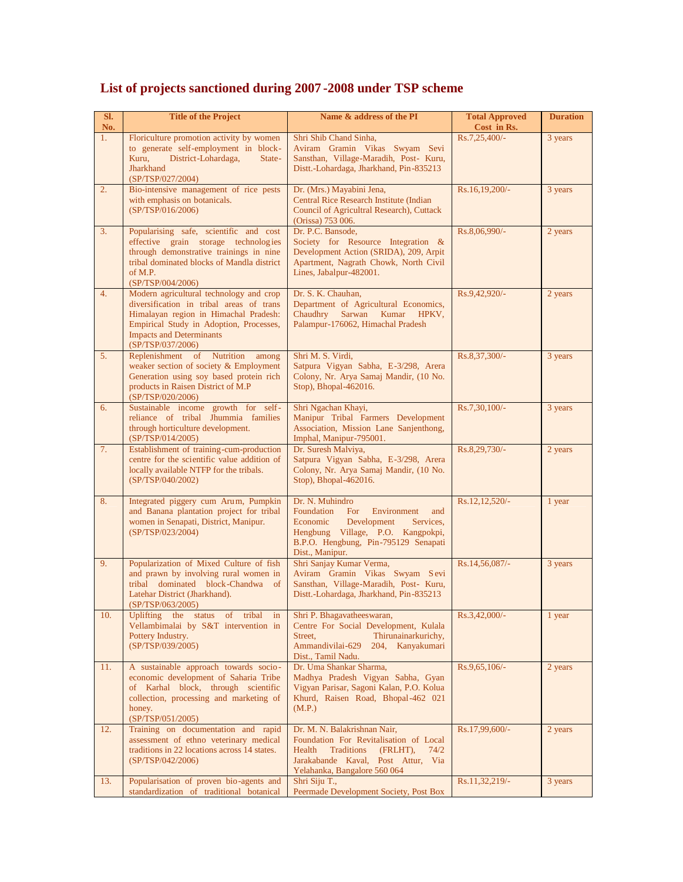# List of projects sanctioned during 2007-2008 under TSP scheme

| Sl. No. | Title of the Project | Name & address of the PI | Total Approved Cost in Rs. | Duration |
|---|---|---|---|---|
| 1. | Floriculture promotion activity by women to generate self-employment in block-Kuru, District-Lohardaga, State-Jharkhand (SP/TSP/027/2004) | Shri Shib Chand Sinha, Aviram Gramin Vikas Swyam Sevi Sansthan, Village-Maradih, Post- Kuru, Distt.-Lohardaga, Jharkhand, Pin-835213 | Rs.7,25,400/- | 3 years |
| 2. | Bio-intensive management of rice pests with emphasis on botanicals. (SP/TSP/016/2006) | Dr. (Mrs.) Mayabini Jena, Central Rice Research Institute (Indian Council of Agricultral Research), Cuttack (Orissa) 753 006. | Rs.16,19,200/- | 3 years |
| 3. | Popularising safe, scientific and cost effective grain storage technologies through demonstrative trainings in nine tribal dominated blocks of Mandla district of M.P. (SP/TSP/004/2006) | Dr. P.C. Bansode, Society for Resource Integration & Development Action (SRIDA), 209, Arpit Apartment, Nagrath Chowk, North Civil Lines, Jabalpur-482001. | Rs.8,06,990/- | 2 years |
| 4. | Modern agricultural technology and crop diversification in tribal areas of trans Himalayan region in Himachal Pradesh: Empirical Study in Adoption, Processes, Impacts and Determinants (SP/TSP/037/2006) | Dr. S. K. Chauhan, Department of Agricultural Economics, Chaudhry Sarwan Kumar HPKV, Palampur-176062, Himachal Pradesh | Rs.9,42,920/- | 2 years |
| 5. | Replenishment of Nutrition among weaker section of society & Employment Generation using soy based protein rich products in Raisen District of M.P (SP/TSP/020/2006) | Shri M. S. Virdi, Satpura Vigyan Sabha, E-3/298, Arera Colony, Nr. Arya Samaj Mandir, (10 No. Stop), Bhopal-462016. | Rs.8,37,300/- | 3 years |
| 6. | Sustainable income growth for self-reliance of tribal Jhummia families through horticulture development. (SP/TSP/014/2005) | Shri Ngachan Khayi, Manipur Tribal Farmers Development Association, Mission Lane Sanjenthong, Imphal, Manipur-795001. | Rs.7,30,100/- | 3 years |
| 7. | Establishment of training-cum-production centre for the scientific value addition of locally available NTFP for the tribals. (SP/TSP/040/2002) | Dr. Suresh Malviya, Satpura Vigyan Sabha, E-3/298, Arera Colony, Nr. Arya Samaj Mandir, (10 No. Stop), Bhopal-462016. | Rs.8,29,730/- | 2 years |
| 8. | Integrated piggery cum Arum, Pumpkin and Banana plantation project for tribal women in Senapati, District, Manipur. (SP/TSP/023/2004) | Dr. N. Muhindro Foundation For Environment and Economic Development Services, Hengbung Village, P.O. Kangpokpi, B.P.O. Hengbung, Pin-795129 Senapati Dist., Manipur. | Rs.12,12,520/- | 1 year |
| 9. | Popularization of Mixed Culture of fish and prawn by involving rural women in tribal dominated block-Chandwa of Latehar District (Jharkhand). (SP/TSP/063/2005) | Shri Sanjay Kumar Verma, Aviram Gramin Vikas Swyam Sevi Sansthan, Village-Maradih, Post- Kuru, Distt.-Lohardaga, Jharkhand, Pin-835213 | Rs.14,56,087/- | 3 years |
| 10. | Uplifting the status of tribal in Vellambimalai by S&T intervention in Pottery Industry. (SP/TSP/039/2005) | Shri P. Bhagavatheeswaran, Centre For Social Development, Kulala Street, Thirunainarkurichy, Ammandivilai-629 204, Kanyakumari Dist., Tamil Nadu. | Rs.3,42,000/- | 1 year |
| 11. | A sustainable approach towards socio-economic development of Saharia Tribe of Karhal block, through scientific collection, processing and marketing of honey. (SP/TSP/051/2005) | Dr. Uma Shankar Sharma, Madhya Pradesh Vigyan Sabha, Gyan Vigyan Parisar, Sagoni Kalan, P.O. Kolua Khurd, Raisen Road, Bhopal-462 021 (M.P.) | Rs.9,65,106/- | 2 years |
| 12. | Training on documentation and rapid assessment of ethno veterinary medical traditions in 22 locations across 14 states. (SP/TSP/042/2006) | Dr. M. N. Balakrishnan Nair, Foundation For Revitalisation of Local Health Traditions (FRLHT), 74/2 Jarakabande Kaval, Post Attur, Via Yelahanka, Bangalore 560 064 | Rs.17,99,600/- | 2 years |
| 13. | Popularisation of proven bio-agents and standardization of traditional botanical | Shri Siju T., Peermade Development Society, Post Box | Rs.11,32,219/- | 3 years |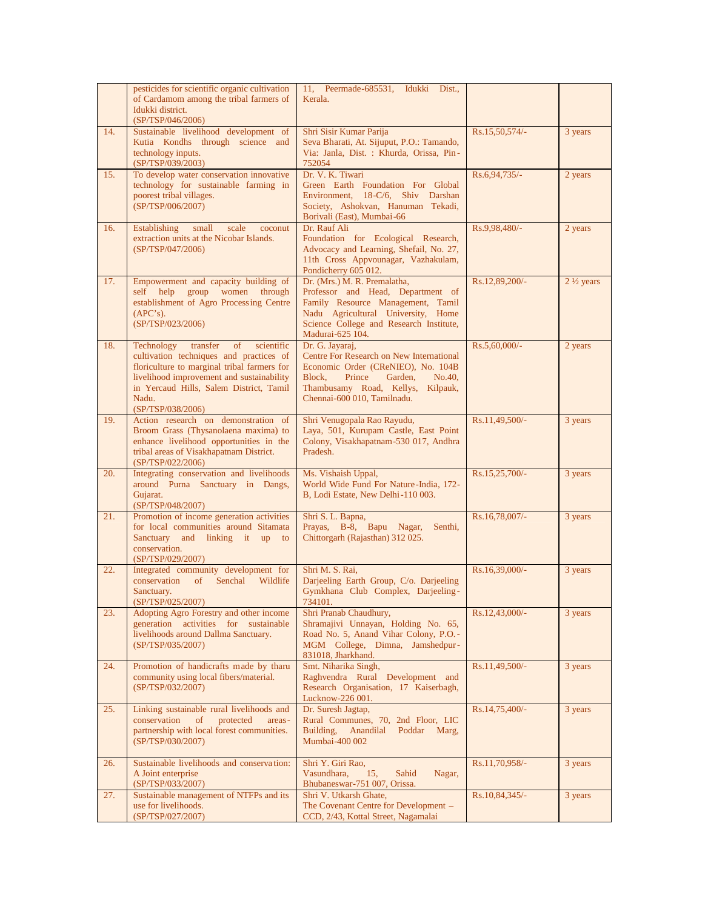| | | | | |
|---|---|---|---|---|
| | pesticides for scientific organic cultivation of Cardamom among the tribal farmers of Idukki district. (SP/TSP/046/2006) | 11, Peermade-685531, Idukki Dist., Kerala. | | |
| 14. | Sustainable livelihood development of Kutia Kondhs through science and technology inputs. (SP/TSP/039/2003) | Shri Sisir Kumar Parija Seva Bharati, At. Sijuput, P.O.: Tamando, Via: Janla, Dist. : Khurda, Orissa, Pin-752054 | Rs.15,50,574/- | 3 years |
| 15. | To develop water conservation innovative technology for sustainable farming in poorest tribal villages. (SP/TSP/006/2007) | Dr. V. K. Tiwari Green Earth Foundation For Global Environment, 18-C/6, Shiv Darshan Society, Ashokvan, Hanuman Tekadi, Borivali (East), Mumbai-66 | Rs.6,94,735/- | 2 years |
| 16. | Establishing small scale coconut extraction units at the Nicobar Islands. (SP/TSP/047/2006) | Dr. Rauf Ali Foundation for Ecological Research, Advocacy and Learning, Shefail, No. 27, 11th Cross Appvounagar, Vazhakulam, Pondicherry 605 012. | Rs.9,98,480/- | 2 years |
| 17. | Empowerment and capacity building of self help group women through establishment of Agro Processing Centre (APC's). (SP/TSP/023/2006) | Dr. (Mrs.) M. R. Premalatha, Professor and Head, Department of Family Resource Management, Tamil Nadu Agricultural University, Home Science College and Research Institute, Madurai-625 104. | Rs.12,89,200/- | 2 ½ years |
| 18. | Technology transfer of scientific cultivation techniques and practices of floriculture to marginal tribal farmers for livelihood improvement and sustainability in Yercaud Hills, Salem District, Tamil Nadu. (SP/TSP/038/2006) | Dr. G. Jayaraj, Centre For Research on New International Economic Order (CReNIEO), No. 104B Block, Prince Garden, No.40, Thambusamy Road, Kellys, Kilpauk, Chennai-600 010, Tamilnadu. | Rs.5,60,000/- | 2 years |
| 19. | Action research on demonstration of Broom Grass (Thysanolaena maxima) to enhance livelihood opportunities in the tribal areas of Visakhapatnam District. (SP/TSP/022/2006) | Shri Venugopala Rao Rayudu, Laya, 501, Kurupam Castle, East Point Colony, Visakhapatnam-530 017, Andhra Pradesh. | Rs.11,49,500/- | 3 years |
| 20. | Integrating conservation and livelihoods around Purna Sanctuary in Dangs, Gujarat. (SP/TSP/048/2007) | Ms. Vishaish Uppal, World Wide Fund For Nature-India, 172-B, Lodi Estate, New Delhi-110 003. | Rs.15,25,700/- | 3 years |
| 21. | Promotion of income generation activities for local communities around Sitamata Sanctuary and linking it up to conservation. (SP/TSP/029/2007) | Shri S. L. Bapna, Prayas, B-8, Bapu Nagar, Senthi, Chittorgarh (Rajasthan) 312 025. | Rs.16,78,007/- | 3 years |
| 22. | Integrated community development for conservation of Senchal Wildlife Sanctuary. (SP/TSP/025/2007) | Shri M. S. Rai, Darjeeling Earth Group, C/o. Darjeeling Gymkhana Club Complex, Darjeeling-734101. | Rs.16,39,000/- | 3 years |
| 23. | Adopting Agro Forestry and other income generation activities for sustainable livelihoods around Dallma Sanctuary. (SP/TSP/035/2007) | Shri Pranab Chaudhury, Shramajivi Unnayan, Holding No. 65, Road No. 5, Anand Vihar Colony, P.O.-MGM College, Dimna, Jamshedpur-831018, Jharkhand. | Rs.12,43,000/- | 3 years |
| 24. | Promotion of handicrafts made by tharu community using local fibers/material. (SP/TSP/032/2007) | Smt. Niharika Singh, Raghvendra Rural Development and Research Organisation, 17 Kaiserbagh, Lucknow-226 001. | Rs.11,49,500/- | 3 years |
| 25. | Linking sustainable rural livelihoods and conservation of protected areas-partnership with local forest communities. (SP/TSP/030/2007) | Dr. Suresh Jagtap, Rural Communes, 70, 2nd Floor, LIC Building, Anandilal Poddar Marg, Mumbai-400 002 | Rs.14,75,400/- | 3 years |
| 26. | Sustainable livelihoods and conservation: A Joint enterprise (SP/TSP/033/2007) | Shri Y. Giri Rao, Vasundhara, 15, Sahid Nagar, Bhubaneswar-751 007, Orissa. | Rs.11,70,958/- | 3 years |
| 27. | Sustainable management of NTFPs and its use for livelihoods. (SP/TSP/027/2007) | Shri V. Utkarsh Ghate, The Covenant Centre for Development – CCD, 2/43, Kottal Street, Nagamalai | Rs.10,84,345/- | 3 years |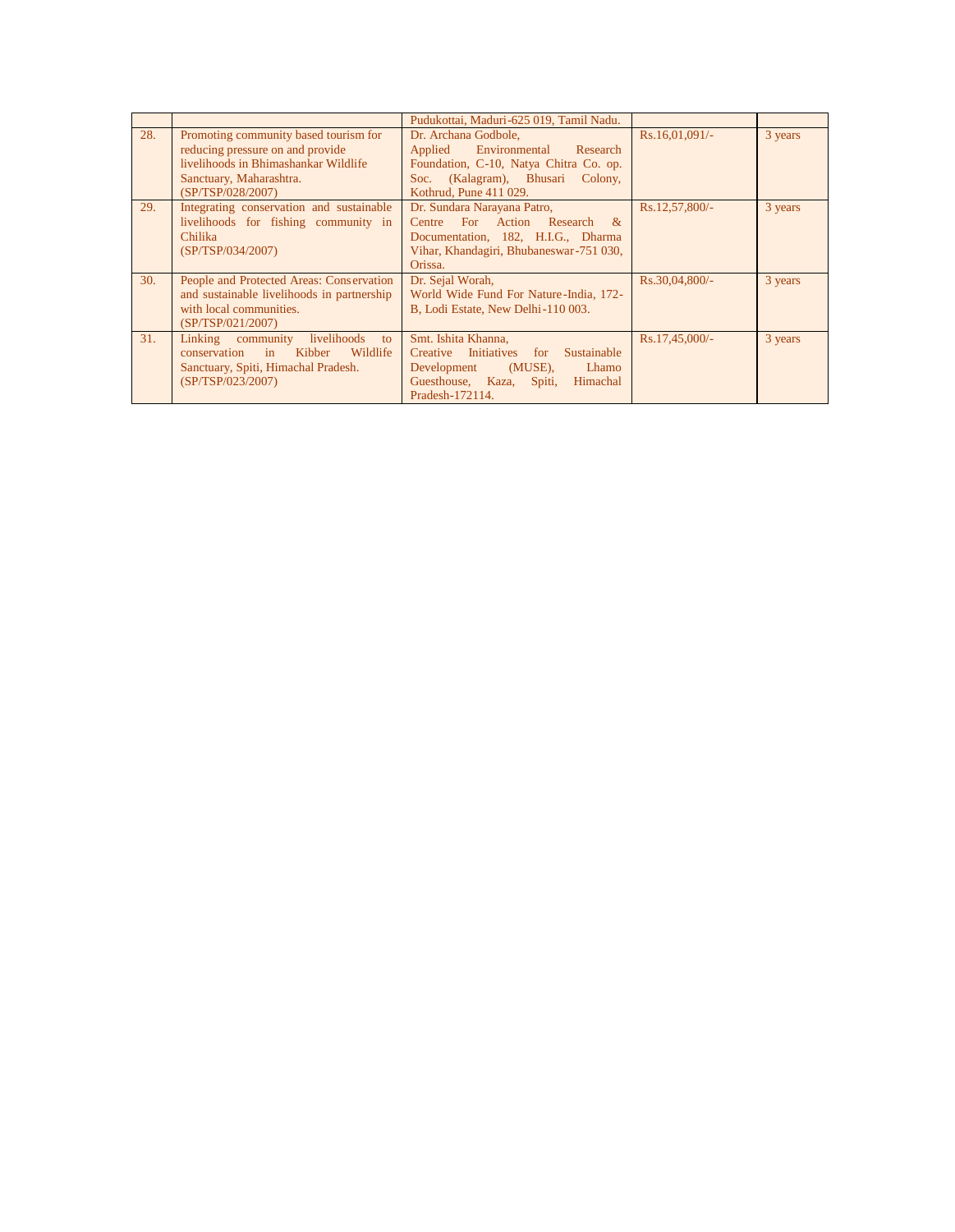| | | | | |
|---|---|---|---|---|
| | | Pudukottai, Maduri-625 019, Tamil Nadu. | | |
| 28. | Promoting community based tourism for reducing pressure on and provide livelihoods in Bhimashankar Wildlife Sanctuary, Maharashtra. (SP/TSP/028/2007) | Dr. Archana Godbole, Applied Environmental Research Foundation, C-10, Natya Chitra Co. op. Soc. (Kalagram), Bhusari Colony, Kothrud, Pune 411 029. | Rs.16,01,091/- | 3 years |
| 29. | Integrating conservation and sustainable livelihoods for fishing community in Chilika (SP/TSP/034/2007) | Dr. Sundara Narayana Patro, Centre For Action Research & Documentation, 182, H.I.G., Dharma Vihar, Khandagiri, Bhubaneswar-751 030, Orissa. | Rs.12,57,800/- | 3 years |
| 30. | People and Protected Areas: Conservation and sustainable livelihoods in partnership with local communities. (SP/TSP/021/2007) | Dr. Sejal Worah, World Wide Fund For Nature-India, 172-B, Lodi Estate, New Delhi-110 003. | Rs.30,04,800/- | 3 years |
| 31. | Linking community livelihoods to conservation in Kibber Wildlife Sanctuary, Spiti, Himachal Pradesh. (SP/TSP/023/2007) | Smt. Ishita Khanna, Creative Initiatives for Sustainable Development (MUSE), Lhamo Guesthouse, Kaza, Spiti, Himachal Pradesh-172114. | Rs.17,45,000/- | 3 years |